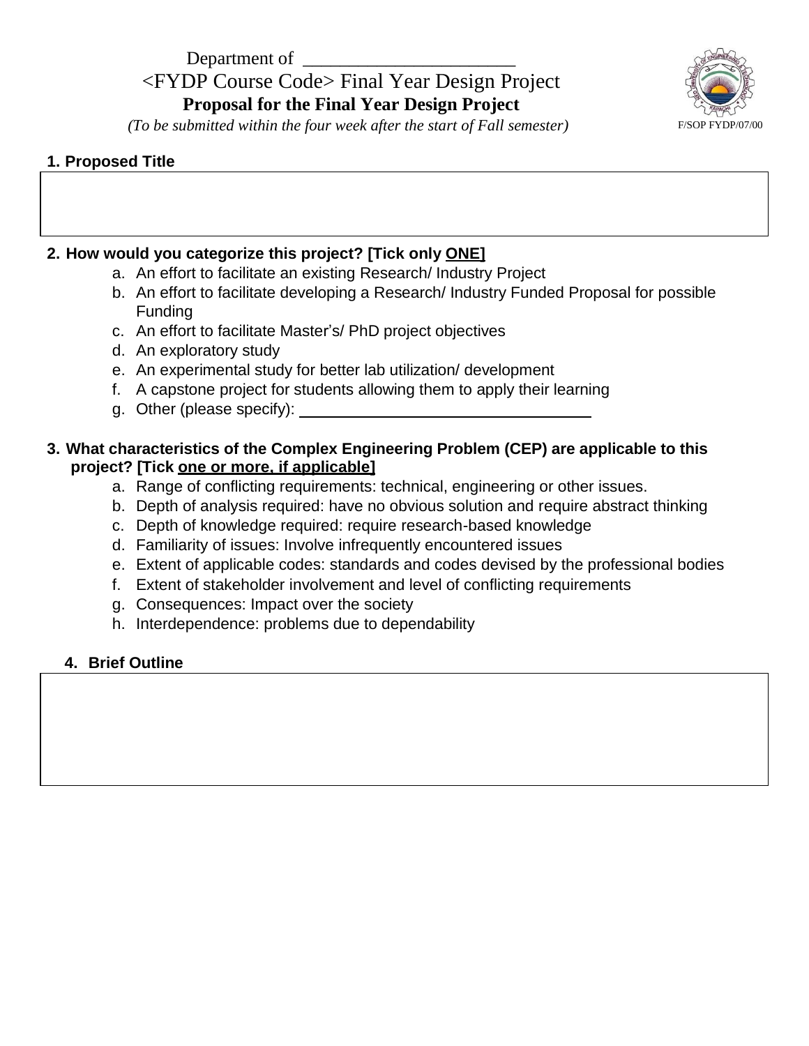Department of \_\_\_\_\_\_\_\_\_\_\_\_\_\_\_\_\_\_\_\_\_\_\_

<FYDP Course Code> Final Year Design Project

**Proposal for the Final Year Design Project**

*(To be submitted within the four week after the start of Fall semester)*

F/SOP FYDP/07/00

**1. Proposed Title**

&nbsp;

**2. How would you categorize this project? [Tick only <u>ONE</u>]**

a. An effort to facilitate an existing Research/ Industry Project
b. An effort to facilitate developing a Research/ Industry Funded Proposal for possible Funding
c. An effort to facilitate Master's/ PhD project objectives
d. An exploratory study
e. An experimental study for better lab utilization/ development
f. A capstone project for students allowing them to apply their learning
g. Other (please specify): \_\_\_\_\_\_\_\_\_\_\_\_\_\_\_\_\_\_\_\_\_\_\_\_\_\_\_\_\_\_

**3. What characteristics of the Complex Engineering Problem (CEP) are applicable to this project? [Tick <u>one or more, if applicable</u>]**

a. Range of conflicting requirements: technical, engineering or other issues.
b. Depth of analysis required: have no obvious solution and require abstract thinking
c. Depth of knowledge required: require research-based knowledge
d. Familiarity of issues: Involve infrequently encountered issues
e. Extent of applicable codes: standards and codes devised by the professional bodies
f. Extent of stakeholder involvement and level of conflicting requirements
g. Consequences: Impact over the society
h. Interdependence: problems due to dependability

**4. Brief Outline**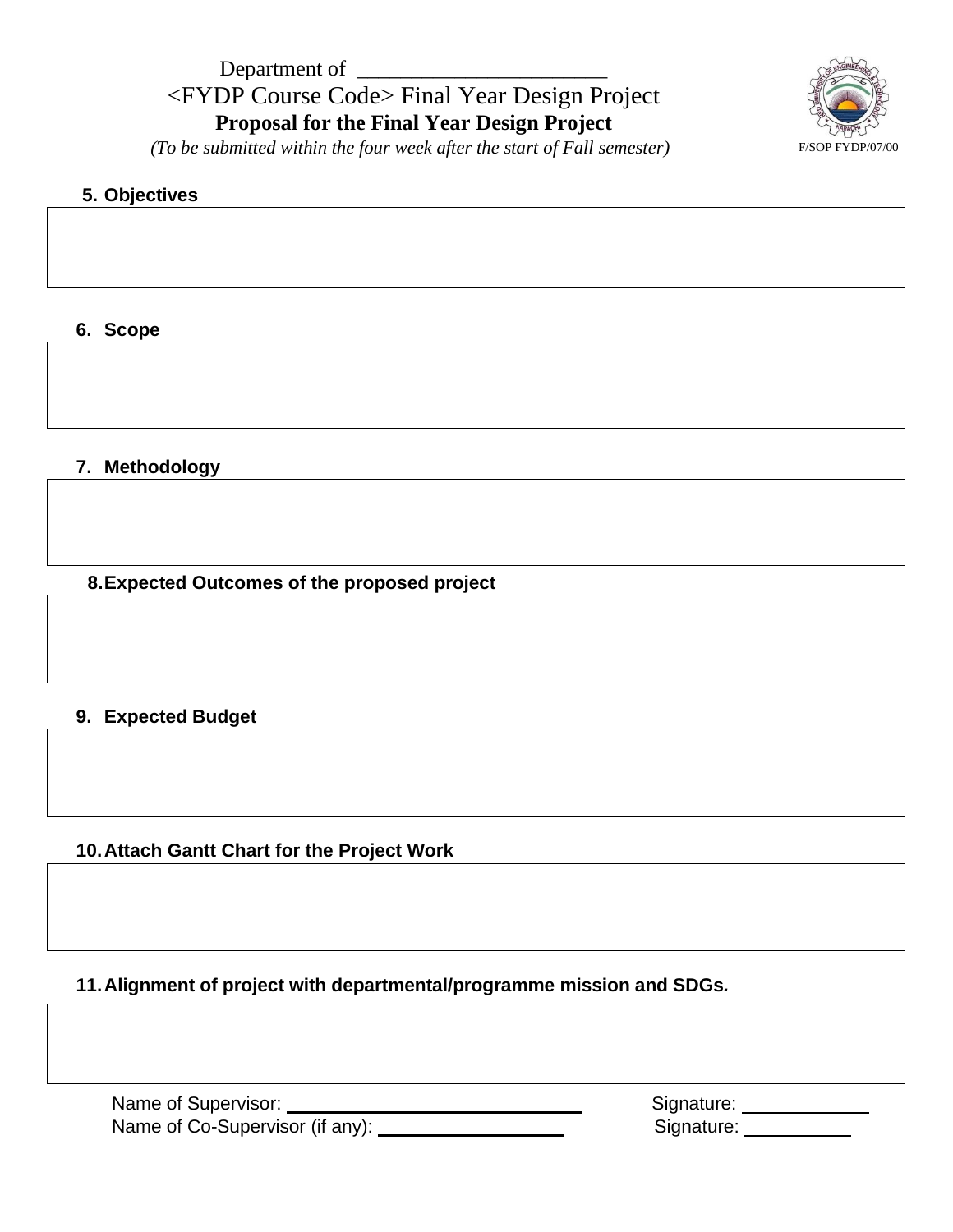Department of ______________________

<FYDP Course Code> Final Year Design Project

**Proposal for the Final Year Design Project**

*(To be submitted within the four week after the start of Fall semester)*

F/SOP FYDP/07/00

**5. Objectives**

**6. Scope**

**7. Methodology**

**8. Expected Outcomes of the proposed project**

**9. Expected Budget**

**10. Attach Gantt Chart for the Project Work**

**11. Alignment of project with departmental/programme mission and SDGs.**

Name of Supervisor: ____________________________ Signature: ____________

Name of Co-Supervisor (if any): __________________ Signature: __________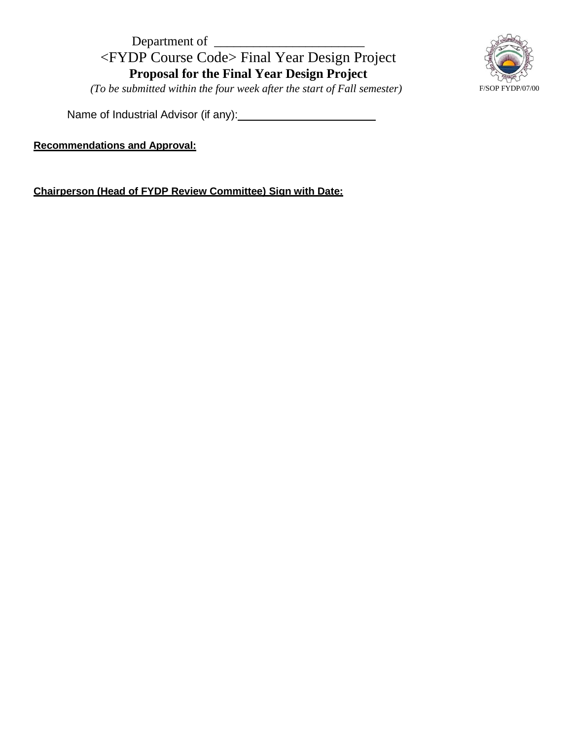Department of \_\_\_\_\_\_\_\_\_\_\_\_\_\_\_\_\_\_\_\_\_\_\_

<FYDP Course Code> Final Year Design Project

**Proposal for the Final Year Design Project**

*(To be submitted within the four week after the start of Fall semester)*

F/SOP FYDP/07/00

Name of Industrial Advisor (if any): \_\_\_\_\_\_\_\_\_\_\_\_\_\_\_\_\_\_\_\_\_\_\_

**Recommendations and Approval:**

**Chairperson (Head of FYDP Review Committee) Sign with Date:**